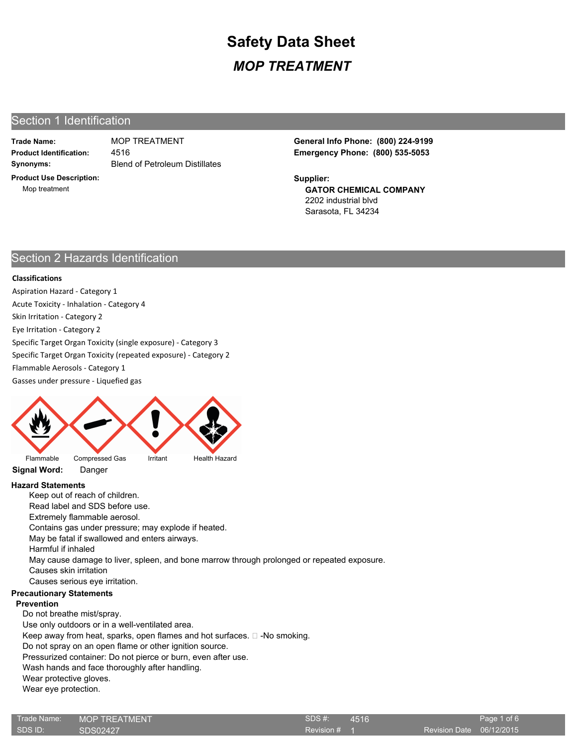# Safety Data Sheet

## *MOP TREATMENT*

## Section 1 Identification

**Trade Name:** MOP TREATMENT
**Product Identification:** 4516
**Synonyms:** Blend of Petroleum Distillates

**Product Use Description:**
Mop treatment

**General Info Phone: (800) 224-9199**
**Emergency Phone: (800) 535-5053**

**Supplier:**
**GATOR CHEMICAL COMPANY**
2202 industrial blvd
Sarasota, FL 34234

## Section 2 Hazards Identification

**Classifications**

Aspiration Hazard - Category 1
Acute Toxicity - Inhalation - Category 4
Skin Irritation - Category 2
Eye Irritation - Category 2
Specific Target Organ Toxicity (single exposure) - Category 3
Specific Target Organ Toxicity (repeated exposure) - Category 2
Flammable Aerosols - Category 1
Gasses under pressure - Liquefied gas

Flammable | Compressed Gas | Irritant | Health Hazard

**Signal Word:** Danger

**Hazard Statements**

Keep out of reach of children.
Read label and SDS before use.
Extremely flammable aerosol.
Contains gas under pressure; may explode if heated.
May be fatal if swallowed and enters airways.
Harmful if inhaled
May cause damage to liver, spleen, and bone marrow through prolonged or repeated exposure.
Causes skin irritation
Causes serious eye irritation.

**Precautionary Statements**

**Prevention**

Do not breathe mist/spray.
Use only outdoors or in a well-ventilated area.
Keep away from heat, sparks, open flames and hot surfaces.  -No smoking.
Do not spray on an open flame or other ignition source.
Pressurized container: Do not pierce or burn, even after use.
Wash hands and face thoroughly after handling.
Wear protective gloves.
Wear eye protection.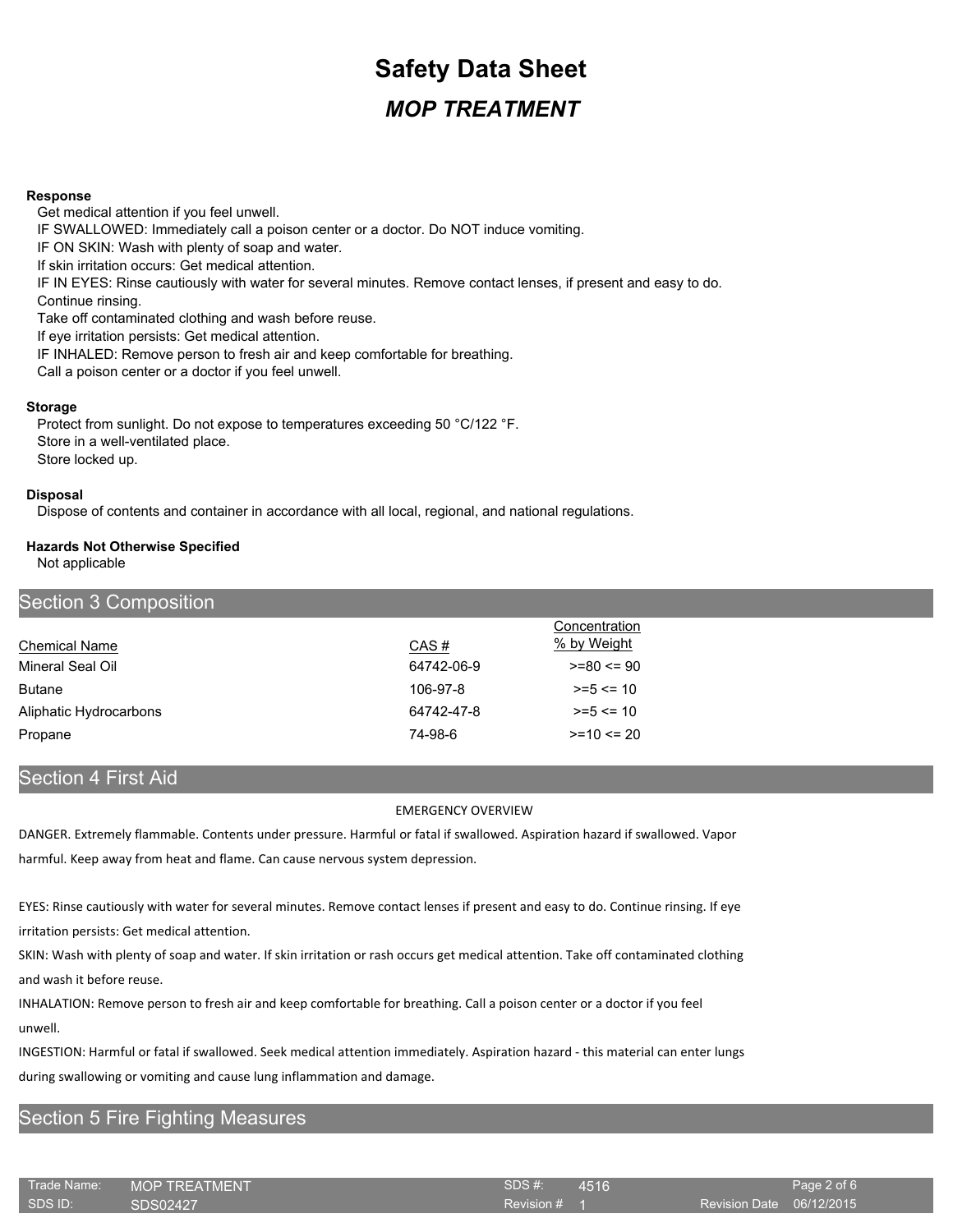# Safety Data Sheet

## *MOP TREATMENT*

**Response**

Get medical attention if you feel unwell.
IF SWALLOWED: Immediately call a poison center or a doctor. Do NOT induce vomiting.
IF ON SKIN: Wash with plenty of soap and water.
If skin irritation occurs: Get medical attention.
IF IN EYES: Rinse cautiously with water for several minutes. Remove contact lenses, if present and easy to do. Continue rinsing.
Take off contaminated clothing and wash before reuse.
If eye irritation persists: Get medical attention.
IF INHALED: Remove person to fresh air and keep comfortable for breathing.
Call a poison center or a doctor if you feel unwell.

**Storage**

Protect from sunlight. Do not expose to temperatures exceeding 50 °C/122 °F.
Store in a well-ventilated place.
Store locked up.

**Disposal**

Dispose of contents and container in accordance with all local, regional, and national regulations.

**Hazards Not Otherwise Specified**

Not applicable

## Section 3 Composition

| Chemical Name | CAS # | Concentration % by Weight |
|---|---|---|
| Mineral Seal Oil | 64742-06-9 | >=80 <= 90 |
| Butane | 106-97-8 | >=5 <= 10 |
| Aliphatic Hydrocarbons | 64742-47-8 | >=5 <= 10 |
| Propane | 74-98-6 | >=10 <= 20 |

## Section 4 First Aid

EMERGENCY OVERVIEW

DANGER. Extremely flammable. Contents under pressure. Harmful or fatal if swallowed. Aspiration hazard if swallowed. Vapor harmful. Keep away from heat and flame. Can cause nervous system depression.

EYES: Rinse cautiously with water for several minutes. Remove contact lenses if present and easy to do. Continue rinsing. If eye irritation persists: Get medical attention.

SKIN: Wash with plenty of soap and water. If skin irritation or rash occurs get medical attention. Take off contaminated clothing and wash it before reuse.

INHALATION: Remove person to fresh air and keep comfortable for breathing. Call a poison center or a doctor if you feel unwell.

INGESTION: Harmful or fatal if swallowed. Seek medical attention immediately. Aspiration hazard - this material can enter lungs during swallowing or vomiting and cause lung inflammation and damage.

## Section 5 Fire Fighting Measures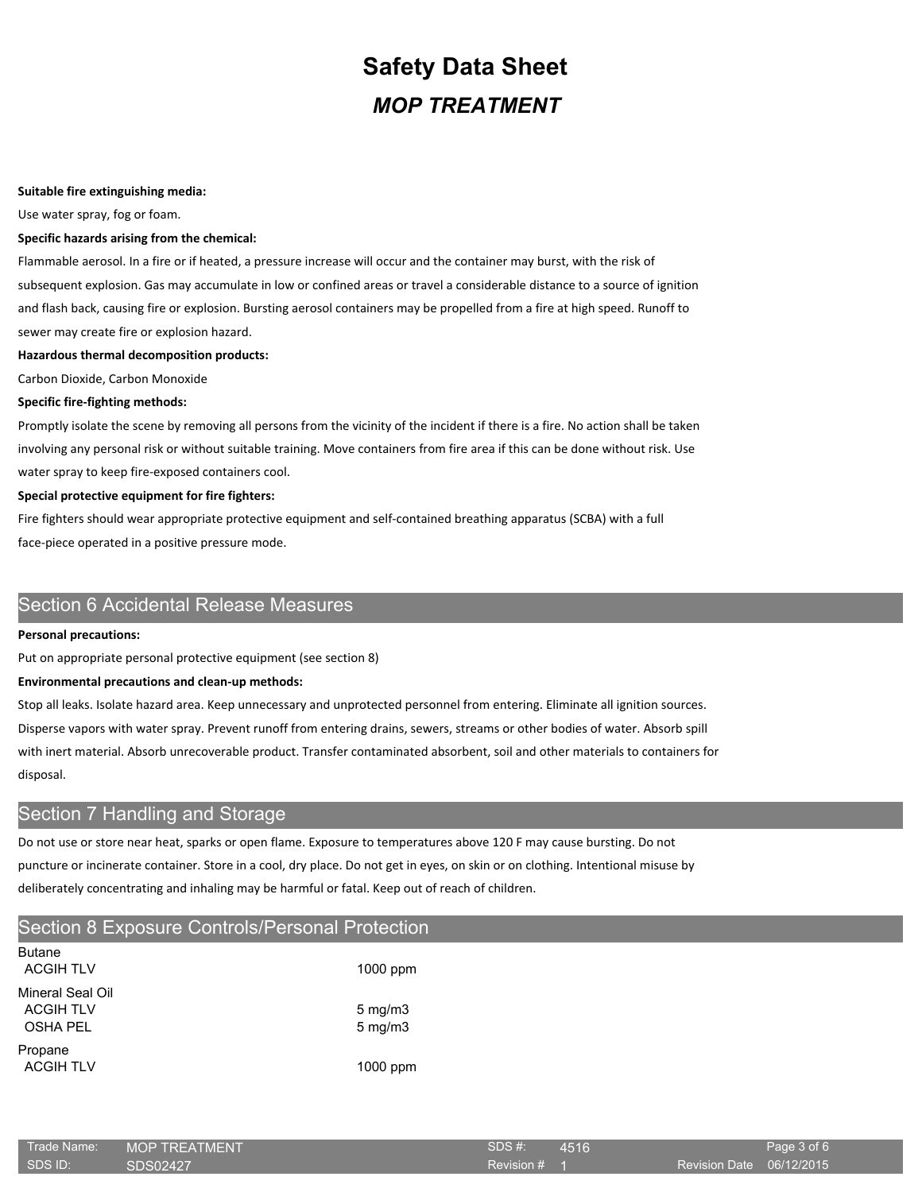**Suitable fire extinguishing media:**

Use water spray, fog or foam.

**Specific hazards arising from the chemical:**

Flammable aerosol. In a fire or if heated, a pressure increase will occur and the container may burst, with the risk of subsequent explosion. Gas may accumulate in low or confined areas or travel a considerable distance to a source of ignition and flash back, causing fire or explosion. Bursting aerosol containers may be propelled from a fire at high speed. Runoff to sewer may create fire or explosion hazard.

**Hazardous thermal decomposition products:**

Carbon Dioxide, Carbon Monoxide

**Specific fire-fighting methods:**

Promptly isolate the scene by removing all persons from the vicinity of the incident if there is a fire. No action shall be taken involving any personal risk or without suitable training. Move containers from fire area if this can be done without risk. Use water spray to keep fire-exposed containers cool.

**Special protective equipment for fire fighters:**

Fire fighters should wear appropriate protective equipment and self-contained breathing apparatus (SCBA) with a full face-piece operated in a positive pressure mode.

## Section 6 Accidental Release Measures

**Personal precautions:**

Put on appropriate personal protective equipment (see section 8)

**Environmental precautions and clean-up methods:**

Stop all leaks. Isolate hazard area. Keep unnecessary and unprotected personnel from entering. Eliminate all ignition sources. Disperse vapors with water spray. Prevent runoff from entering drains, sewers, streams or other bodies of water. Absorb spill with inert material. Absorb unrecoverable product. Transfer contaminated absorbent, soil and other materials to containers for disposal.

## Section 7 Handling and Storage

Do not use or store near heat, sparks or open flame. Exposure to temperatures above 120 F may cause bursting. Do not puncture or incinerate container. Store in a cool, dry place. Do not get in eyes, on skin or on clothing. Intentional misuse by deliberately concentrating and inhaling may be harmful or fatal. Keep out of reach of children.

## Section 8 Exposure Controls/Personal Protection

| Component | Limit |
|---|---|
| **Butane** | |
| ACGIH TLV | 1000 ppm |
| **Mineral Seal Oil** | |
| ACGIH TLV | 5 mg/m3 |
| OSHA PEL | 5 mg/m3 |
| **Propane** | |
| ACGIH TLV | 1000 ppm |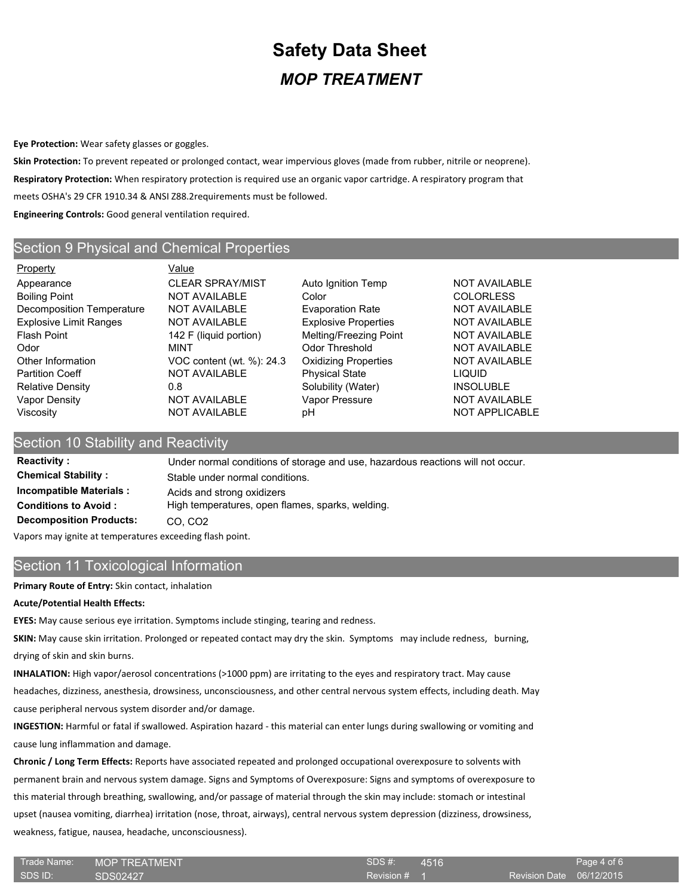# Safety Data Sheet

## *MOP TREATMENT*

**Eye Protection:** Wear safety glasses or goggles.

**Skin Protection:** To prevent repeated or prolonged contact, wear impervious gloves (made from rubber, nitrile or neoprene).

**Respiratory Protection:** When respiratory protection is required use an organic vapor cartridge. A respiratory program that meets OSHA's 29 CFR 1910.34 & ANSI Z88.2requirements must be followed.

**Engineering Controls:** Good general ventilation required.

## Section 9 Physical and Chemical Properties

| Property | Value | Property | Value |
|---|---|---|---|
| Appearance | CLEAR SPRAY/MIST | Auto Ignition Temp | NOT AVAILABLE |
| Boiling Point | NOT AVAILABLE | Color | COLORLESS |
| Decomposition Temperature | NOT AVAILABLE | Evaporation Rate | NOT AVAILABLE |
| Explosive Limit Ranges | NOT AVAILABLE | Explosive Properties | NOT AVAILABLE |
| Flash Point | 142 F (liquid portion) | Melting/Freezing Point | NOT AVAILABLE |
| Odor | MINT | Odor Threshold | NOT AVAILABLE |
| Other Information | VOC content (wt. %): 24.3 | Oxidizing Properties | NOT AVAILABLE |
| Partition Coeff | NOT AVAILABLE | Physical State | LIQUID |
| Relative Density | 0.8 | Solubility (Water) | INSOLUBLE |
| Vapor Density | NOT AVAILABLE | Vapor Pressure | NOT AVAILABLE |
| Viscosity | NOT AVAILABLE | pH | NOT APPLICABLE |

## Section 10 Stability and Reactivity

**Reactivity :** Under normal conditions of storage and use, hazardous reactions will not occur.

**Chemical Stability :** Stable under normal conditions.

**Incompatible Materials :** Acids and strong oxidizers

**Conditions to Avoid :** High temperatures, open flames, sparks, welding.

**Decomposition Products:** CO, $CO_2$

Vapors may ignite at temperatures exceeding flash point.

## Section 11 Toxicological Information

**Primary Route of Entry:** Skin contact, inhalation

**Acute/Potential Health Effects:**

**EYES:** May cause serious eye irritation. Symptoms include stinging, tearing and redness.

**SKIN:** May cause skin irritation. Prolonged or repeated contact may dry the skin. Symptoms may include redness, burning, drying of skin and skin burns.

**INHALATION:** High vapor/aerosol concentrations (>1000 ppm) are irritating to the eyes and respiratory tract. May cause headaches, dizziness, anesthesia, drowsiness, unconsciousness, and other central nervous system effects, including death. May cause peripheral nervous system disorder and/or damage.

**INGESTION:** Harmful or fatal if swallowed. Aspiration hazard - this material can enter lungs during swallowing or vomiting and cause lung inflammation and damage.

**Chronic / Long Term Effects:** Reports have associated repeated and prolonged occupational overexposure to solvents with permanent brain and nervous system damage. Signs and Symptoms of Overexposure: Signs and symptoms of overexposure to this material through breathing, swallowing, and/or passage of material through the skin may include: stomach or intestinal upset (nausea vomiting, diarrhea) irritation (nose, throat, airways), central nervous system depression (dizziness, drowsiness, weakness, fatigue, nausea, headache, unconsciousness).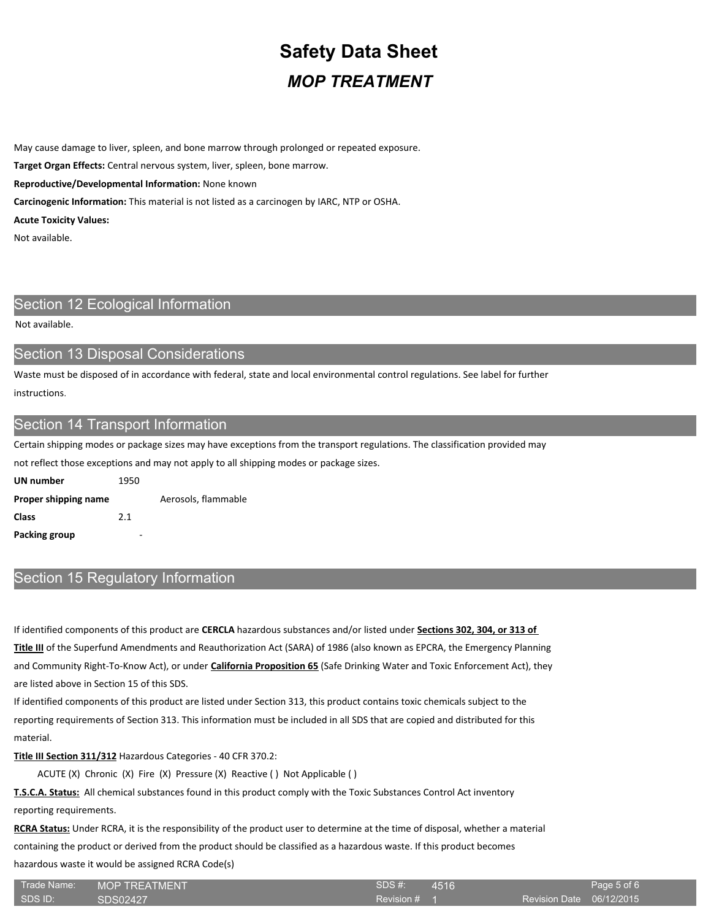May cause damage to liver, spleen, and bone marrow through prolonged or repeated exposure.

**Target Organ Effects:** Central nervous system, liver, spleen, bone marrow.

**Reproductive/Developmental Information:** None known

**Carcinogenic Information:** This material is not listed as a carcinogen by IARC, NTP or OSHA.

**Acute Toxicity Values:**

Not available.

## Section 12 Ecological Information

Not available.

## Section 13 Disposal Considerations

Waste must be disposed of in accordance with federal, state and local environmental control regulations. See label for further instructions.

## Section 14 Transport Information

Certain shipping modes or package sizes may have exceptions from the transport regulations. The classification provided may not reflect those exceptions and may not apply to all shipping modes or package sizes.

**UN number** 1950

**Proper shipping name** Aerosols, flammable

**Class** 2.1

**Packing group** -

## Section 15 Regulatory Information

If identified components of this product are **CERCLA** hazardous substances and/or listed under **Sections 302, 304, or 313 of Title III** of the Superfund Amendments and Reauthorization Act (SARA) of 1986 (also known as EPCRA, the Emergency Planning and Community Right-To-Know Act), or under **California Proposition 65** (Safe Drinking Water and Toxic Enforcement Act), they are listed above in Section 15 of this SDS.

If identified components of this product are listed under Section 313, this product contains toxic chemicals subject to the reporting requirements of Section 313. This information must be included in all SDS that are copied and distributed for this material.

**Title III Section 311/312** Hazardous Categories - 40 CFR 370.2:

ACUTE (X) Chronic (X) Fire (X) Pressure (X) Reactive ( ) Not Applicable ( )

**T.S.C.A. Status:** All chemical substances found in this product comply with the Toxic Substances Control Act inventory reporting requirements.

**RCRA Status:** Under RCRA, it is the responsibility of the product user to determine at the time of disposal, whether a material containing the product or derived from the product should be classified as a hazardous waste. If this product becomes hazardous waste it would be assigned RCRA Code(s)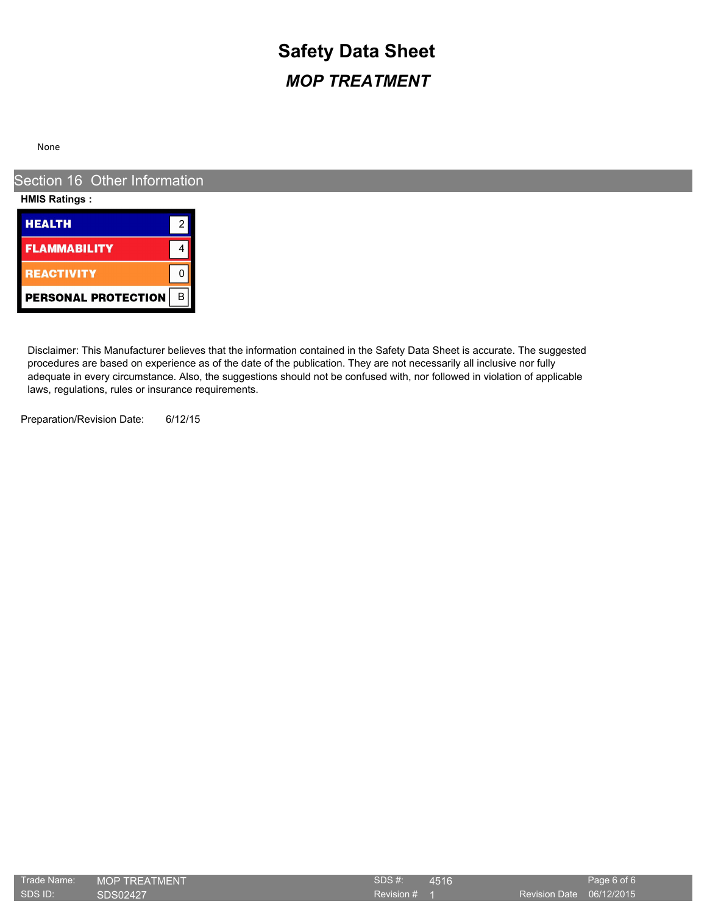None

## Section 16 Other Information

**HMIS Ratings :**

| | |
|---|---|
| HEALTH | 2 |
| FLAMMABILITY | 4 |
| REACTIVITY | 0 |
| PERSONAL PROTECTION | B |

Disclaimer: This Manufacturer believes that the information contained in the Safety Data Sheet is accurate. The suggested procedures are based on experience as of the date of the publication. They are not necessarily all inclusive nor fully adequate in every circumstance. Also, the suggestions should not be confused with, nor followed in violation of applicable laws, regulations, rules or insurance requirements.

Preparation/Revision Date: 6/12/15